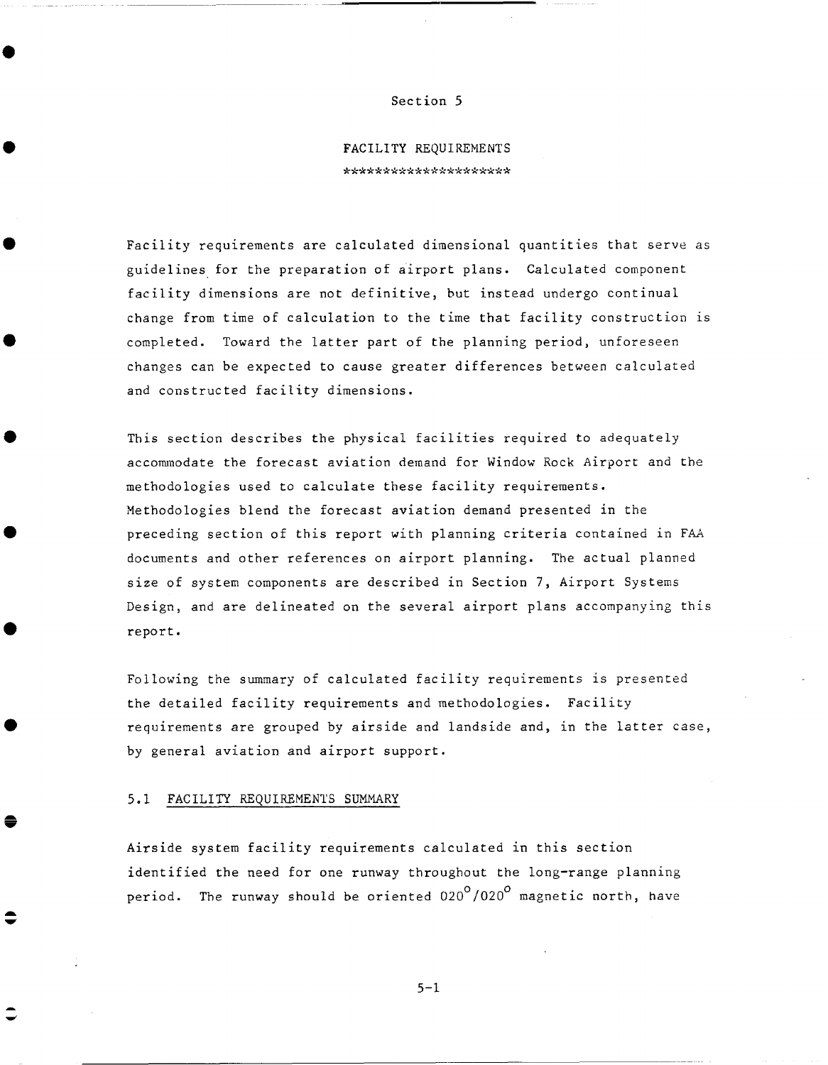# Section 5

## FACILITY REQUIREMENTS

********************

Facility requirements are calculated dimensional quantities that serve as guidelines for the preparation of airport plans. Calculated component facility dimensions are not definitive, but instead undergo continual change from time of calculation to the time that facility construction is completed. Toward the latter part of the planning period, unforeseen changes can be expected to cause greater differences between calculated and constructed facility dimensions.

This section describes the physical facilities required to adequately accommodate the forecast aviation demand for Window Rock Airport and the methodologies used to calculate these facility requirements. Methodologies blend the forecast aviation demand presented in the preceding section of this report with planning criteria contained in FAA documents and other references on airport planning. The actual planned size of system components are described in Section 7, Airport Systems Design, and are delineated on the several airport plans accompanying this report.

Following the summary of calculated facility requirements is presented the detailed facility requirements and methodologies. Facility requirements are grouped by airside and landside and, in the latter case, by general aviation and airport support.

### 5.1 FACILITY REQUIREMENTS SUMMARY

Airside system facility requirements calculated in this section identified the need for one runway throughout the long-range planning period. The runway should be oriented 020°/020° magnetic north, have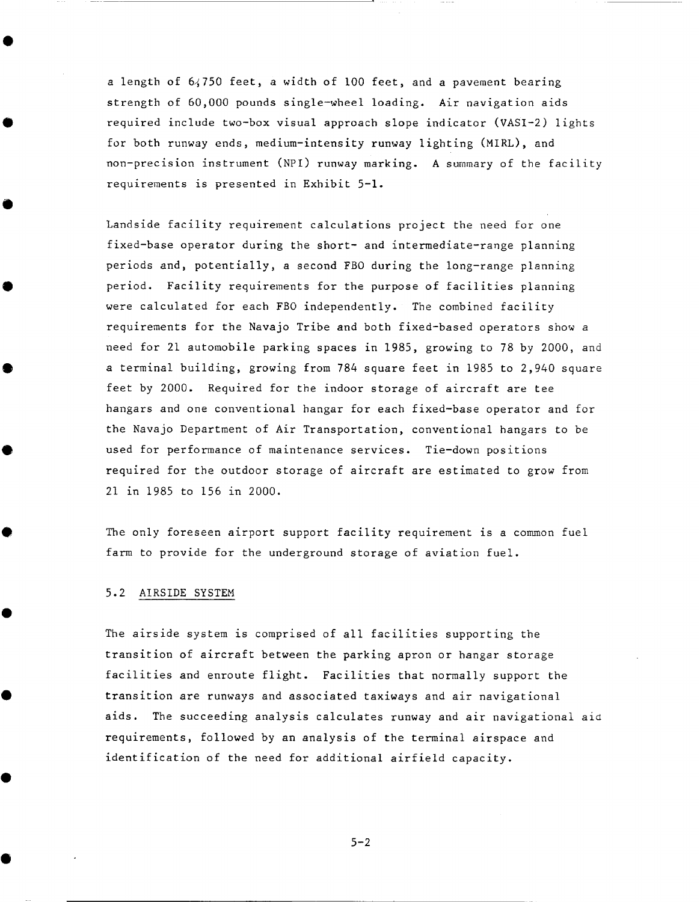a length of 6,750 feet, a width of 100 feet, and a pavement bearing strength of 60,000 pounds single-wheel loading. Air navigation aids required include two-box visual approach slope indicator (VASI-2) lights for both runway ends, medium-intensity runway lighting (MIRL), and non-precision instrument (NPI) runway marking. A summary of the facility requirements is presented in Exhibit 5-1.

Landside facility requirement calculations project the need for one fixed-base operator during the short- and intermediate-range planning periods and, potentially, a second FBO during the long-range planning period. Facility requirements for the purpose of facilities planning were calculated for each FBO independently. The combined facility requirements for the Navajo Tribe and both fixed-based operators show a need for 21 automobile parking spaces in 1985, growing to 78 by 2000, and a terminal building, growing from 784 square feet in 1985 to 2,940 square feet by 2000. Required for the indoor storage of aircraft are tee hangars and one conventional hangar for each fixed-base operator and for the Navajo Department of Air Transportation, conventional hangars to be used for performance of maintenance services. Tie-down positions required for the outdoor storage of aircraft are estimated to grow from 21 in 1985 to 156 in 2000.

The only foreseen airport support facility requirement is a common fuel farm to provide for the underground storage of aviation fuel.

## 5.2 AIRSIDE SYSTEM

The airside system is comprised of all facilities supporting the transition of aircraft between the parking apron or hangar storage facilities and enroute flight. Facilities that normally support the transition are runways and associated taxiways and air navigational aids. The succeeding analysis calculates runway and air navigational aid requirements, followed by an analysis of the terminal airspace and identification of the need for additional airfield capacity.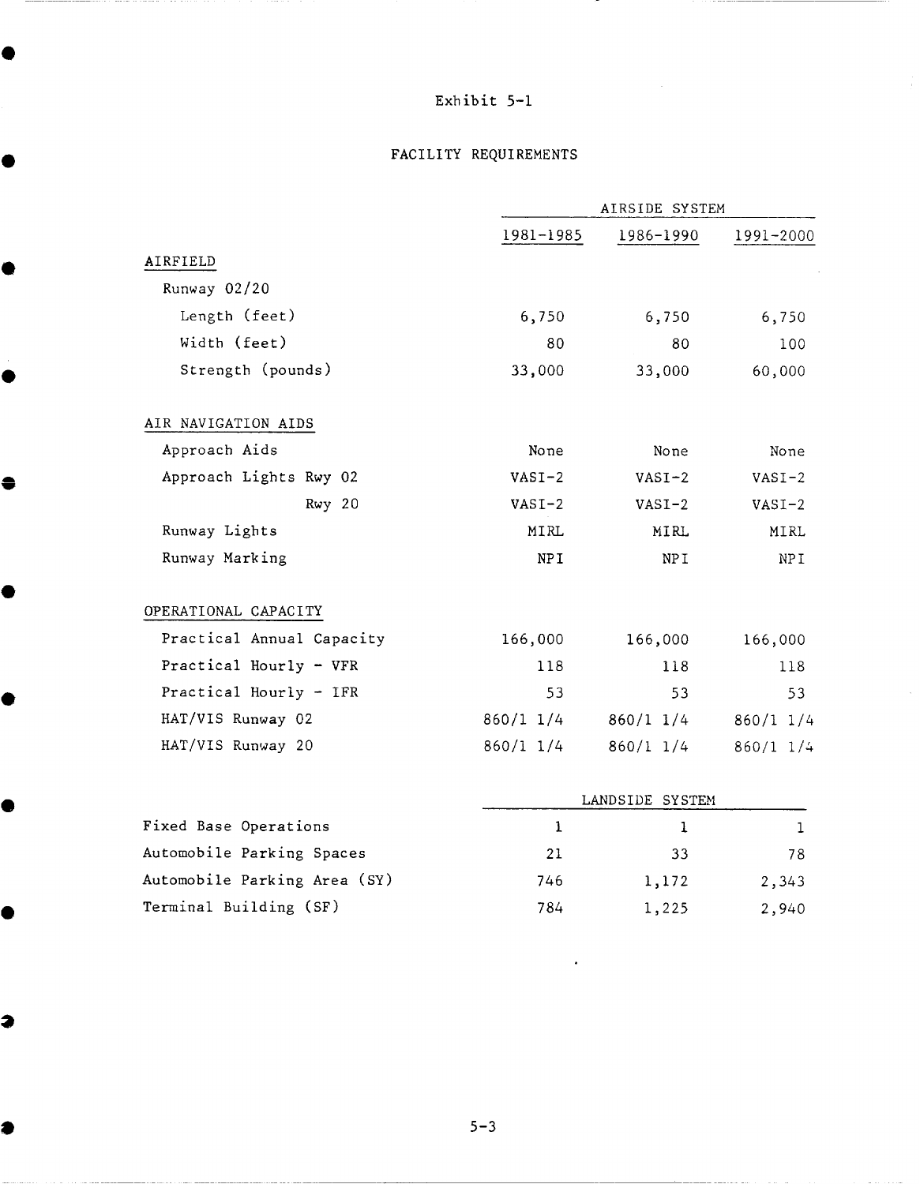Exhibit 5-1

FACILITY REQUIREMENTS

| | AIRSIDE SYSTEM | | |
|---|---|---|---|
| | 1981-1985 | 1986-1990 | 1991-2000 |
| **AIRFIELD** | | | |
| Runway 02/20 | | | |
| Length (feet) | 6,750 | 6,750 | 6,750 |
| Width (feet) | 80 | 80 | 100 |
| Strength (pounds) | 33,000 | 33,000 | 60,000 |
| **AIR NAVIGATION AIDS** | | | |
| Approach Aids | None | None | None |
| Approach Lights Rwy 02 | VASI-2 | VASI-2 | VASI-2 |
| Rwy 20 | VASI-2 | VASI-2 | VASI-2 |
| Runway Lights | MIRL | MIRL | MIRL |
| Runway Marking | NPI | NPI | NPI |
| **OPERATIONAL CAPACITY** | | | |
| Practical Annual Capacity | 166,000 | 166,000 | 166,000 |
| Practical Hourly - VFR | 118 | 118 | 118 |
| Practical Hourly - IFR | 53 | 53 | 53 |
| HAT/VIS Runway 02 | 860/1 1/4 | 860/1 1/4 | 860/1 1/4 |
| HAT/VIS Runway 20 | 860/1 1/4 | 860/1 1/4 | 860/1 1/4 |
| | **LANDSIDE SYSTEM** | | |
| Fixed Base Operations | 1 | 1 | 1 |
| Automobile Parking Spaces | 21 | 33 | 78 |
| Automobile Parking Area (SY) | 746 | 1,172 | 2,343 |
| Terminal Building (SF) | 784 | 1,225 | 2,940 |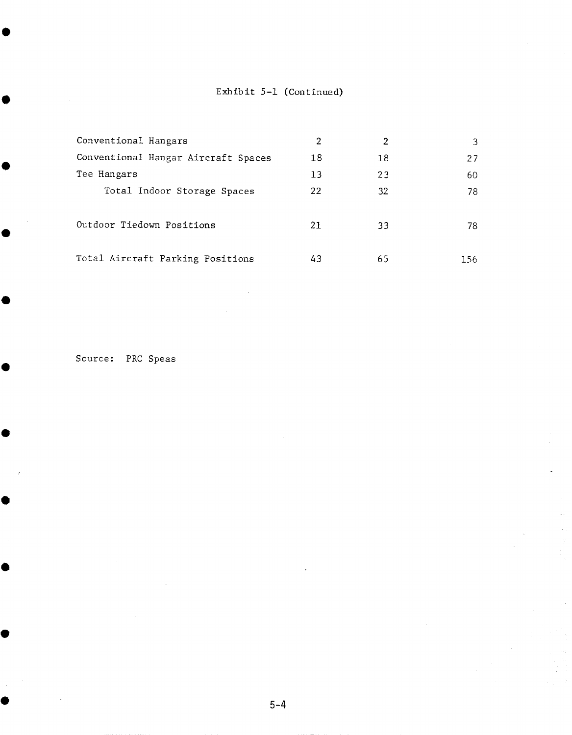Exhibit 5-1 (Continued)

| | | | |
|---|---|---|---|
| Conventional Hangars | 2 | 2 | 3 |
| Conventional Hangar Aircraft Spaces | 18 | 18 | 27 |
| Tee Hangars | 13 | 23 | 60 |
| Total Indoor Storage Spaces | 22 | 32 | 78 |
| Outdoor Tiedown Positions | 21 | 33 | 78 |
| Total Aircraft Parking Positions | 43 | 65 | 156 |

Source: PRC Speas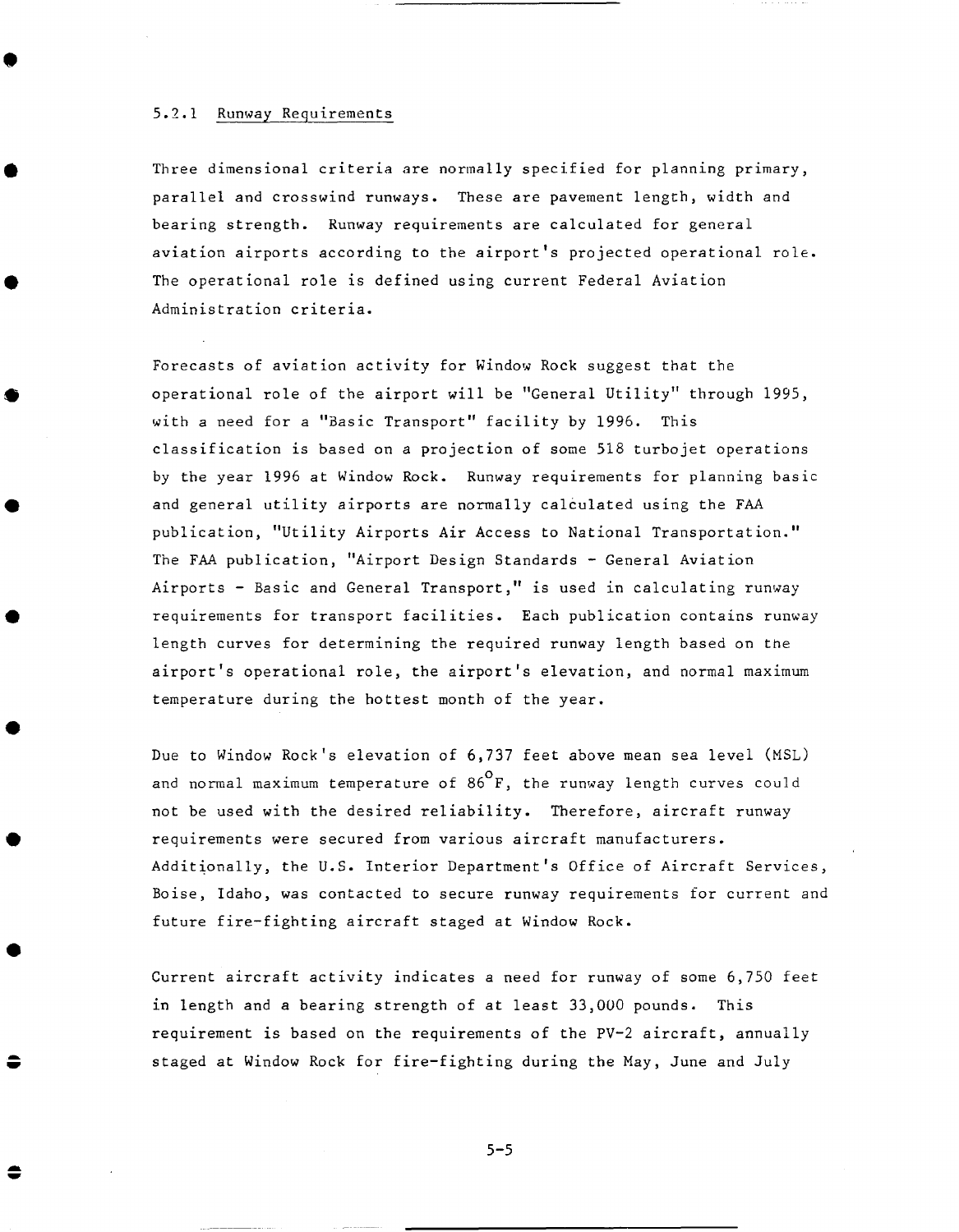### 5.2.1 Runway Requirements

Three dimensional criteria are normally specified for planning primary, parallel and crosswind runways. These are pavement length, width and bearing strength. Runway requirements are calculated for general aviation airports according to the airport's projected operational role. The operational role is defined using current Federal Aviation Administration criteria.

Forecasts of aviation activity for Window Rock suggest that the operational role of the airport will be "General Utility" through 1995, with a need for a "Basic Transport" facility by 1996. This classification is based on a projection of some 518 turbojet operations by the year 1996 at Window Rock. Runway requirements for planning basic and general utility airports are normally calculated using the FAA publication, "Utility Airports Air Access to National Transportation." The FAA publication, "Airport Design Standards - General Aviation Airports - Basic and General Transport," is used in calculating runway requirements for transport facilities. Each publication contains runway length curves for determining the required runway length based on the airport's operational role, the airport's elevation, and normal maximum temperature during the hottest month of the year.

Due to Window Rock's elevation of 6,737 feet above mean sea level (MSL) and normal maximum temperature of 86°F, the runway length curves could not be used with the desired reliability. Therefore, aircraft runway requirements were secured from various aircraft manufacturers. Additionally, the U.S. Interior Department's Office of Aircraft Services, Boise, Idaho, was contacted to secure runway requirements for current and future fire-fighting aircraft staged at Window Rock.

Current aircraft activity indicates a need for runway of some 6,750 feet in length and a bearing strength of at least 33,000 pounds. This requirement is based on the requirements of the PV-2 aircraft, annually staged at Window Rock for fire-fighting during the May, June and July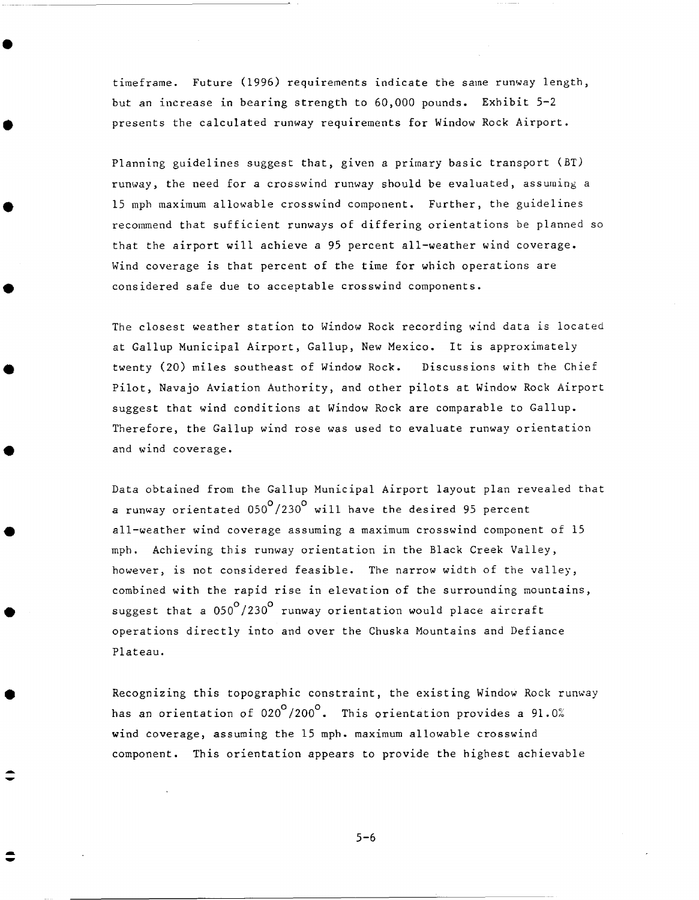timeframe. Future (1996) requirements indicate the same runway length, but an increase in bearing strength to 60,000 pounds. Exhibit 5-2 presents the calculated runway requirements for Window Rock Airport.

Planning guidelines suggest that, given a primary basic transport (BT) runway, the need for a crosswind runway should be evaluated, assuming a 15 mph maximum allowable crosswind component. Further, the guidelines recommend that sufficient runways of differing orientations be planned so that the airport will achieve a 95 percent all-weather wind coverage. Wind coverage is that percent of the time for which operations are considered safe due to acceptable crosswind components.

The closest weather station to Window Rock recording wind data is located at Gallup Municipal Airport, Gallup, New Mexico. It is approximately twenty (20) miles southeast of Window Rock. Discussions with the Chief Pilot, Navajo Aviation Authority, and other pilots at Window Rock Airport suggest that wind conditions at Window Rock are comparable to Gallup. Therefore, the Gallup wind rose was used to evaluate runway orientation and wind coverage.

Data obtained from the Gallup Municipal Airport layout plan revealed that a runway orientated 050°/230° will have the desired 95 percent all-weather wind coverage assuming a maximum crosswind component of 15 mph. Achieving this runway orientation in the Black Creek Valley, however, is not considered feasible. The narrow width of the valley, combined with the rapid rise in elevation of the surrounding mountains, suggest that a 050°/230° runway orientation would place aircraft operations directly into and over the Chuska Mountains and Defiance Plateau.

Recognizing this topographic constraint, the existing Window Rock runway has an orientation of 020°/200°. This orientation provides a 91.0% wind coverage, assuming the 15 mph. maximum allowable crosswind component. This orientation appears to provide the highest achievable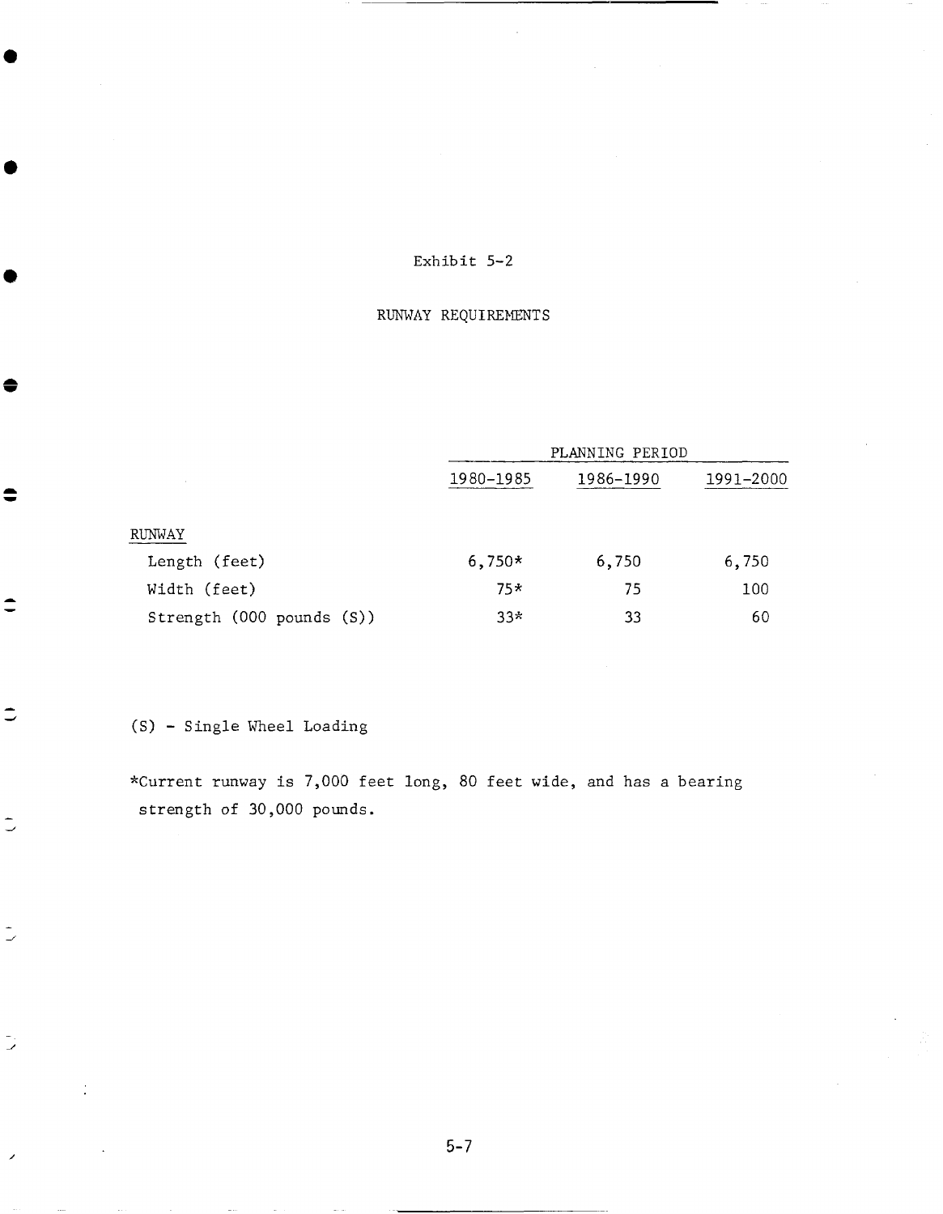# Exhibit 5-2

## RUNWAY REQUIREMENTS

| | PLANNING PERIOD | | |
|---|---|---|---|
| | 1980-1985 | 1986-1990 | 1991-2000 |
| RUNWAY | | | |
| Length (feet) | 6,750* | 6,750 | 6,750 |
| Width (feet) | 75* | 75 | 100 |
| Strength (000 pounds (S)) | 33* | 33 | 60 |

(S) - Single Wheel Loading

*Current runway is 7,000 feet long, 80 feet wide, and has a bearing strength of 30,000 pounds.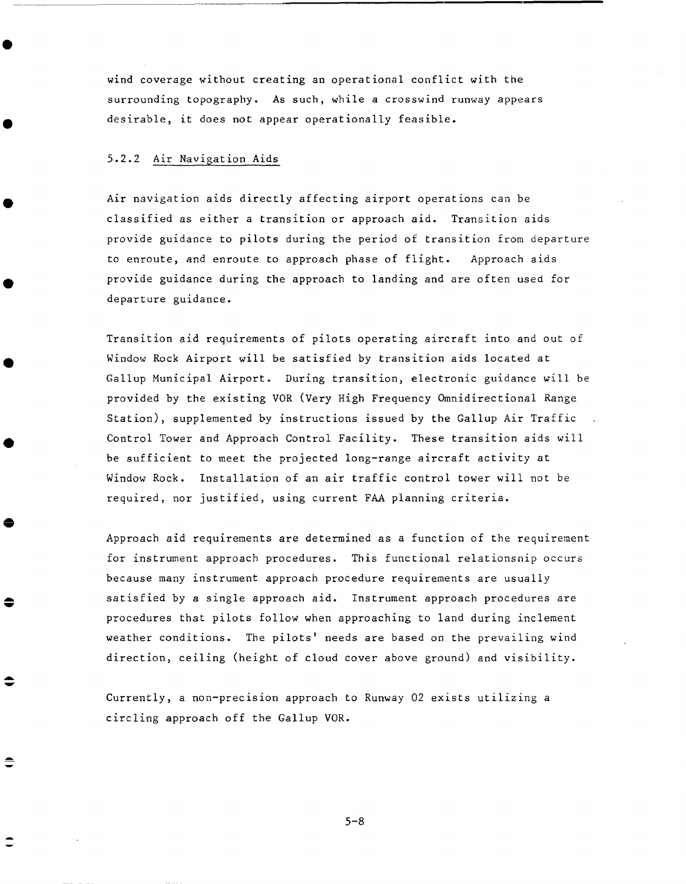wind coverage without creating an operational conflict with the surrounding topography. As such, while a crosswind runway appears desirable, it does not appear operationally feasible.

### 5.2.2 Air Navigation Aids

Air navigation aids directly affecting airport operations can be classified as either a transition or approach aid. Transition aids provide guidance to pilots during the period of transition from departure to enroute, and enroute to approach phase of flight. Approach aids provide guidance during the approach to landing and are often used for departure guidance.

Transition aid requirements of pilots operating aircraft into and out of Window Rock Airport will be satisfied by transition aids located at Gallup Municipal Airport. During transition, electronic guidance will be provided by the existing VOR (Very High Frequency Omnidirectional Range Station), supplemented by instructions issued by the Gallup Air Traffic Control Tower and Approach Control Facility. These transition aids will be sufficient to meet the projected long-range aircraft activity at Window Rock. Installation of an air traffic control tower will not be required, nor justified, using current FAA planning criteria.

Approach aid requirements are determined as a function of the requirement for instrument approach procedures. This functional relationsnip occurs because many instrument approach procedure requirements are usually satisfied by a single approach aid. Instrument approach procedures are procedures that pilots follow when approaching to land during inclement weather conditions. The pilots' needs are based on the prevailing wind direction, ceiling (height of cloud cover above ground) and visibility.

Currently, a non-precision approach to Runway 02 exists utilizing a circling approach off the Gallup VOR.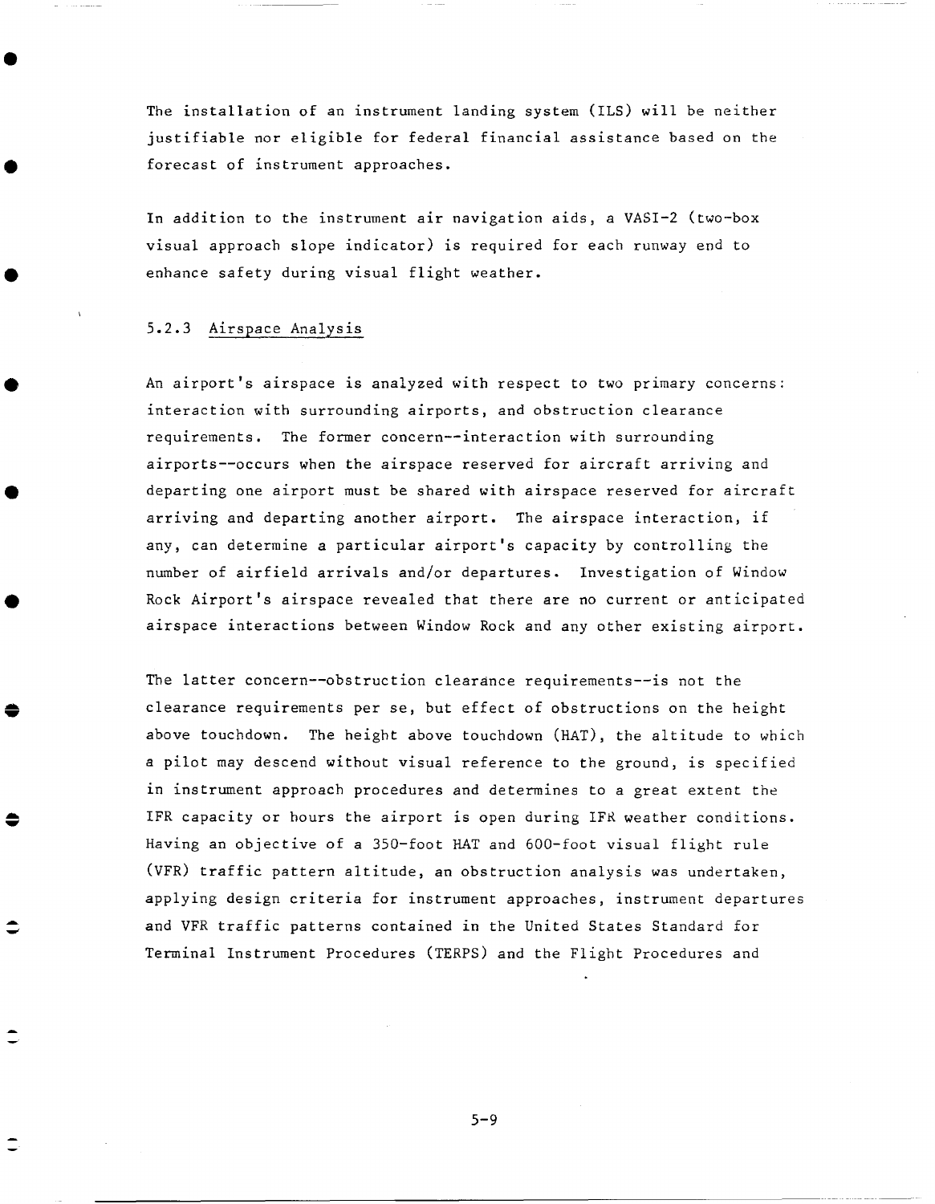The installation of an instrument landing system (ILS) will be neither justifiable nor eligible for federal financial assistance based on the forecast of instrument approaches.

In addition to the instrument air navigation aids, a VASI-2 (two-box visual approach slope indicator) is required for each runway end to enhance safety during visual flight weather.

### 5.2.3 Airspace Analysis

An airport's airspace is analyzed with respect to two primary concerns: interaction with surrounding airports, and obstruction clearance requirements. The former concern--interaction with surrounding airports--occurs when the airspace reserved for aircraft arriving and departing one airport must be shared with airspace reserved for aircraft arriving and departing another airport. The airspace interaction, if any, can determine a particular airport's capacity by controlling the number of airfield arrivals and/or departures. Investigation of Window Rock Airport's airspace revealed that there are no current or anticipated airspace interactions between Window Rock and any other existing airport.

The latter concern--obstruction clearance requirements--is not the clearance requirements per se, but effect of obstructions on the height above touchdown. The height above touchdown (HAT), the altitude to which a pilot may descend without visual reference to the ground, is specified in instrument approach procedures and determines to a great extent the IFR capacity or hours the airport is open during IFR weather conditions. Having an objective of a 350-foot HAT and 600-foot visual flight rule (VFR) traffic pattern altitude, an obstruction analysis was undertaken, applying design criteria for instrument approaches, instrument departures and VFR traffic patterns contained in the United States Standard for Terminal Instrument Procedures (TERPS) and the Flight Procedures and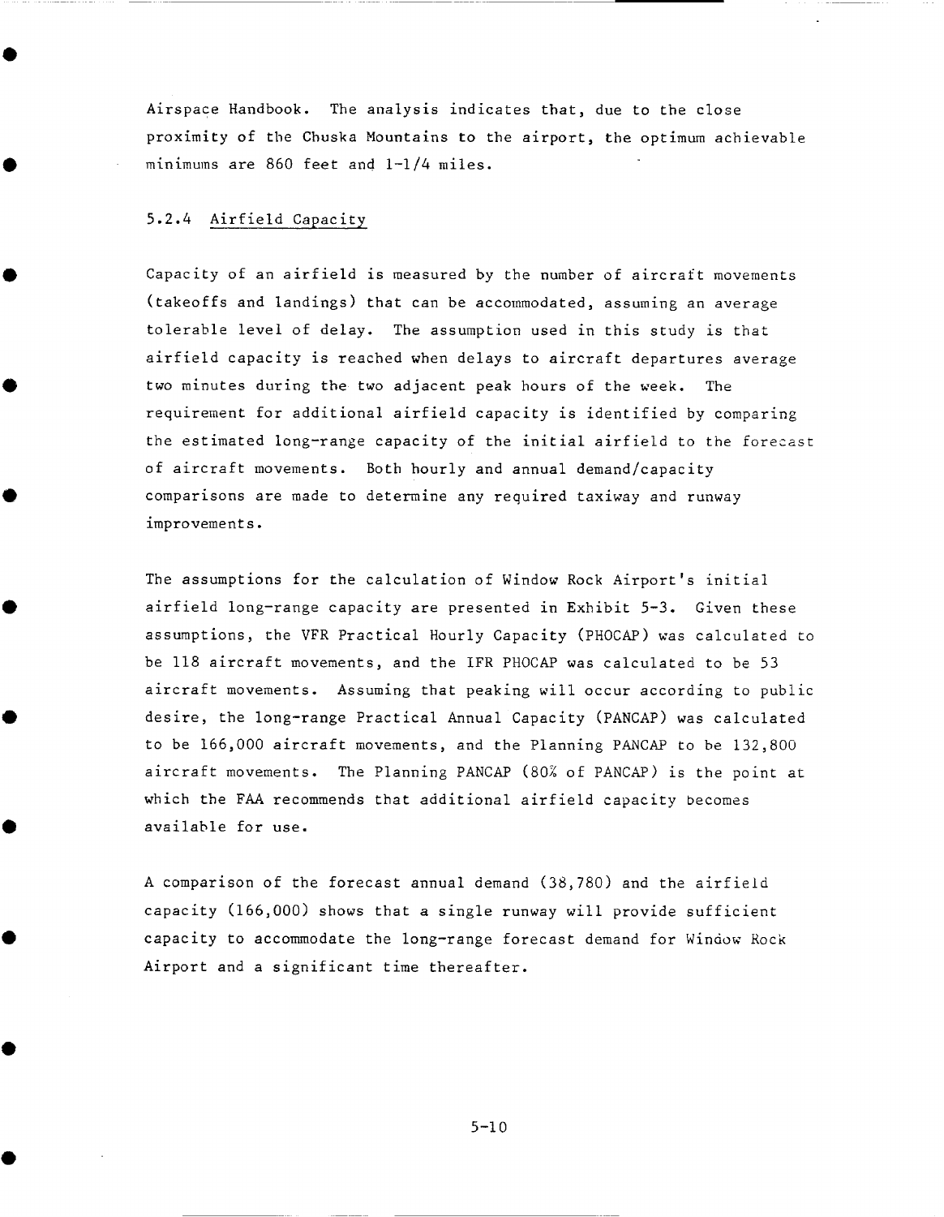Airspace Handbook. The analysis indicates that, due to the close proximity of the Chuska Mountains to the airport, the optimum achievable minimums are 860 feet and 1-1/4 miles.

### 5.2.4 Airfield Capacity

Capacity of an airfield is measured by the number of aircraft movements (takeoffs and landings) that can be accommodated, assuming an average tolerable level of delay. The assumption used in this study is that airfield capacity is reached when delays to aircraft departures average two minutes during the two adjacent peak hours of the week. The requirement for additional airfield capacity is identified by comparing the estimated long-range capacity of the initial airfield to the forecast of aircraft movements. Both hourly and annual demand/capacity comparisons are made to determine any required taxiway and runway improvements.

The assumptions for the calculation of Window Rock Airport's initial airfield long-range capacity are presented in Exhibit 5-3. Given these assumptions, the VFR Practical Hourly Capacity (PHOCAP) was calculated to be 118 aircraft movements, and the IFR PHOCAP was calculated to be 53 aircraft movements. Assuming that peaking will occur according to public desire, the long-range Practical Annual Capacity (PANCAP) was calculated to be 166,000 aircraft movements, and the Planning PANCAP to be 132,800 aircraft movements. The Planning PANCAP (80% of PANCAP) is the point at which the FAA recommends that additional airfield capacity becomes available for use.

A comparison of the forecast annual demand (38,780) and the airfield capacity (166,000) shows that a single runway will provide sufficient capacity to accommodate the long-range forecast demand for Window Rock Airport and a significant time thereafter.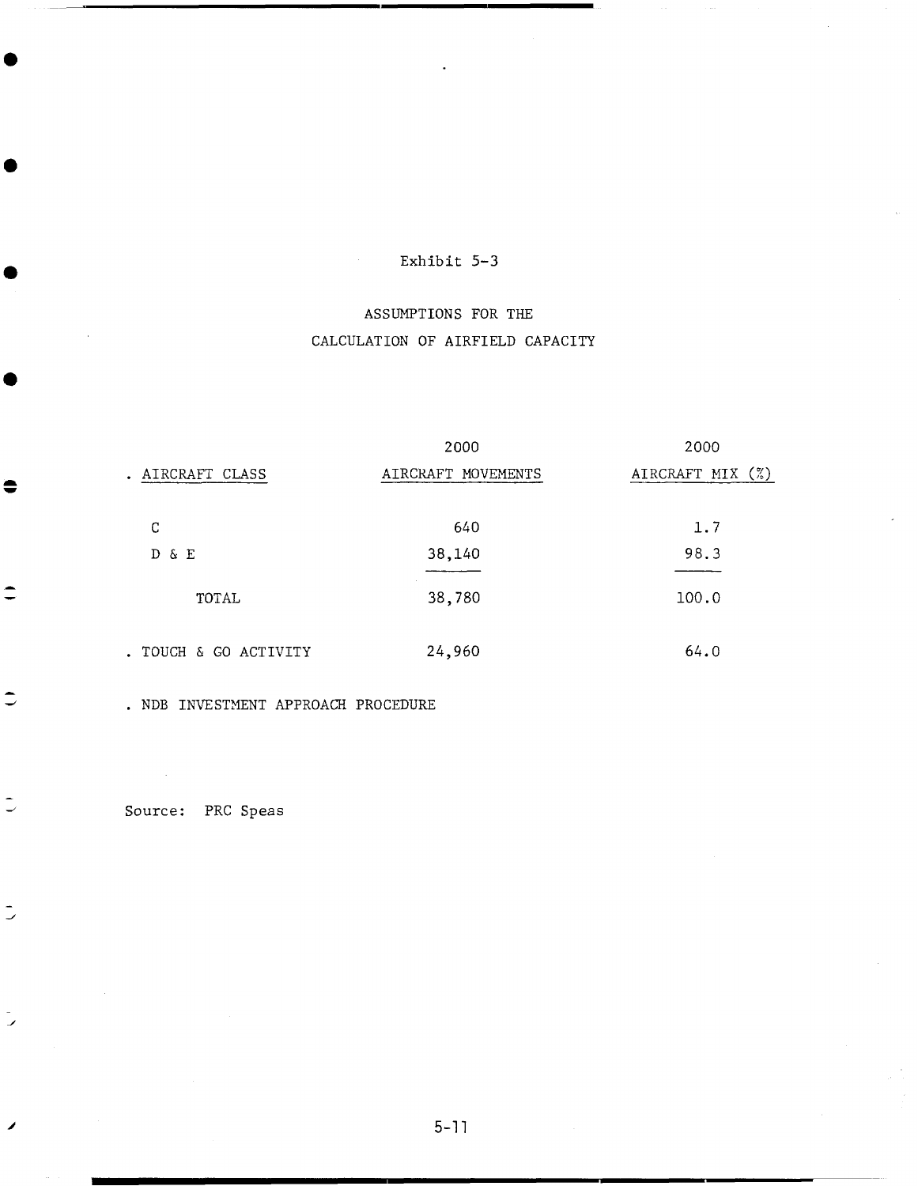Exhibit 5-3

ASSUMPTIONS FOR THE
CALCULATION OF AIRFIELD CAPACITY

| . AIRCRAFT CLASS | 2000 AIRCRAFT MOVEMENTS | 2000 AIRCRAFT MIX (%) |
|---|---|---|
| C | 640 | 1.7 |
| D & E | 38,140 | 98.3 |
| TOTAL | 38,780 | 100.0 |
| . TOUCH & GO ACTIVITY | 24,960 | 64.0 |

. NDB INVESTMENT APPROACH PROCEDURE

Source: PRC Speas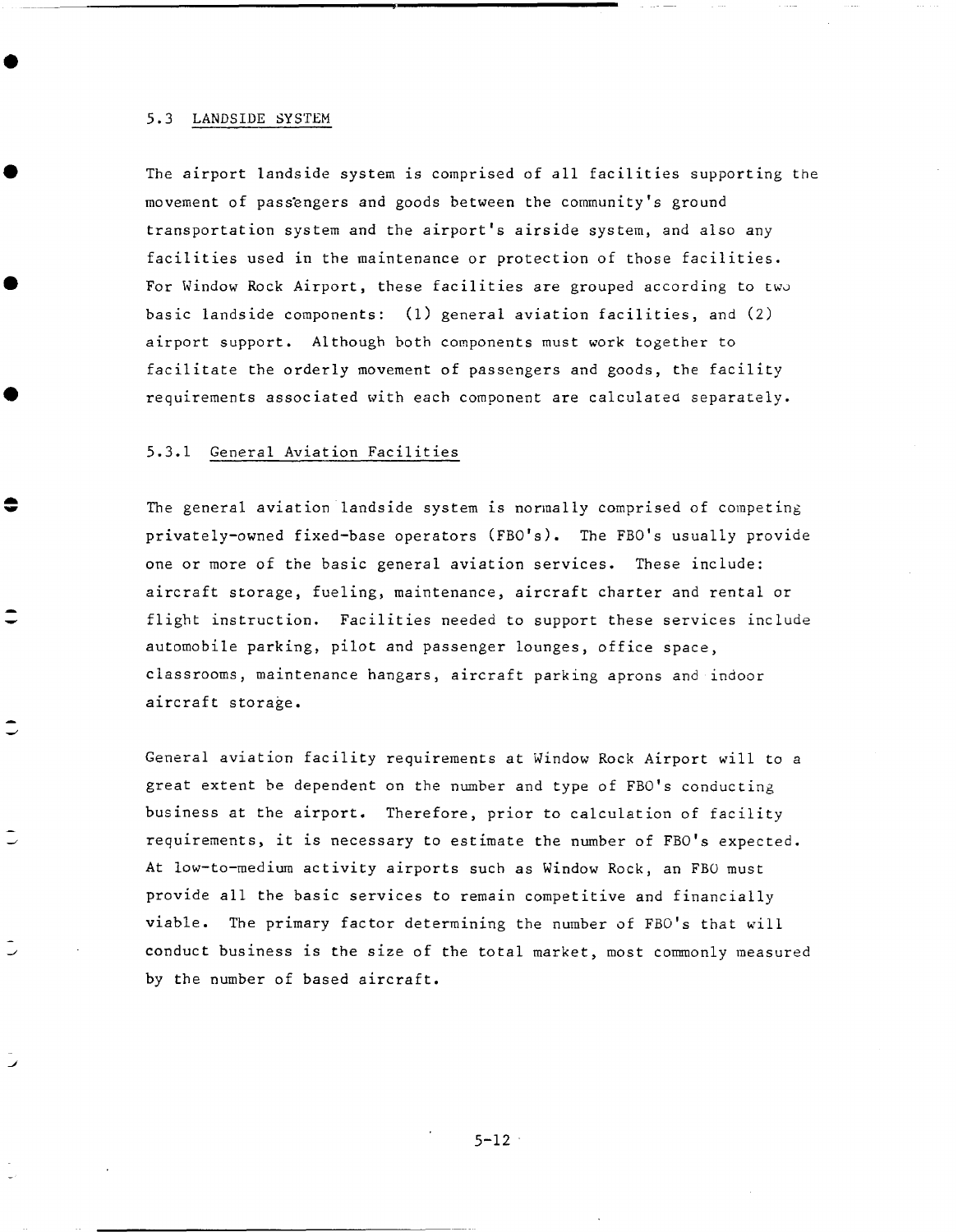## 5.3 LANDSIDE SYSTEM

The airport landside system is comprised of all facilities supporting the movement of passengers and goods between the community's ground transportation system and the airport's airside system, and also any facilities used in the maintenance or protection of those facilities. For Window Rock Airport, these facilities are grouped according to two basic landside components: (1) general aviation facilities, and (2) airport support. Although both components must work together to facilitate the orderly movement of passengers and goods, the facility requirements associated with each component are calculated separately.

### 5.3.1 General Aviation Facilities

The general aviation landside system is normally comprised of competing privately-owned fixed-base operators (FBO's). The FBO's usually provide one or more of the basic general aviation services. These include: aircraft storage, fueling, maintenance, aircraft charter and rental or flight instruction. Facilities needed to support these services include automobile parking, pilot and passenger lounges, office space, classrooms, maintenance hangars, aircraft parking aprons and indoor aircraft storage.

General aviation facility requirements at Window Rock Airport will to a great extent be dependent on the number and type of FBO's conducting business at the airport. Therefore, prior to calculation of facility requirements, it is necessary to estimate the number of FBO's expected. At low-to-medium activity airports such as Window Rock, an FBO must provide all the basic services to remain competitive and financially viable. The primary factor determining the number of FBO's that will conduct business is the size of the total market, most commonly measured by the number of based aircraft.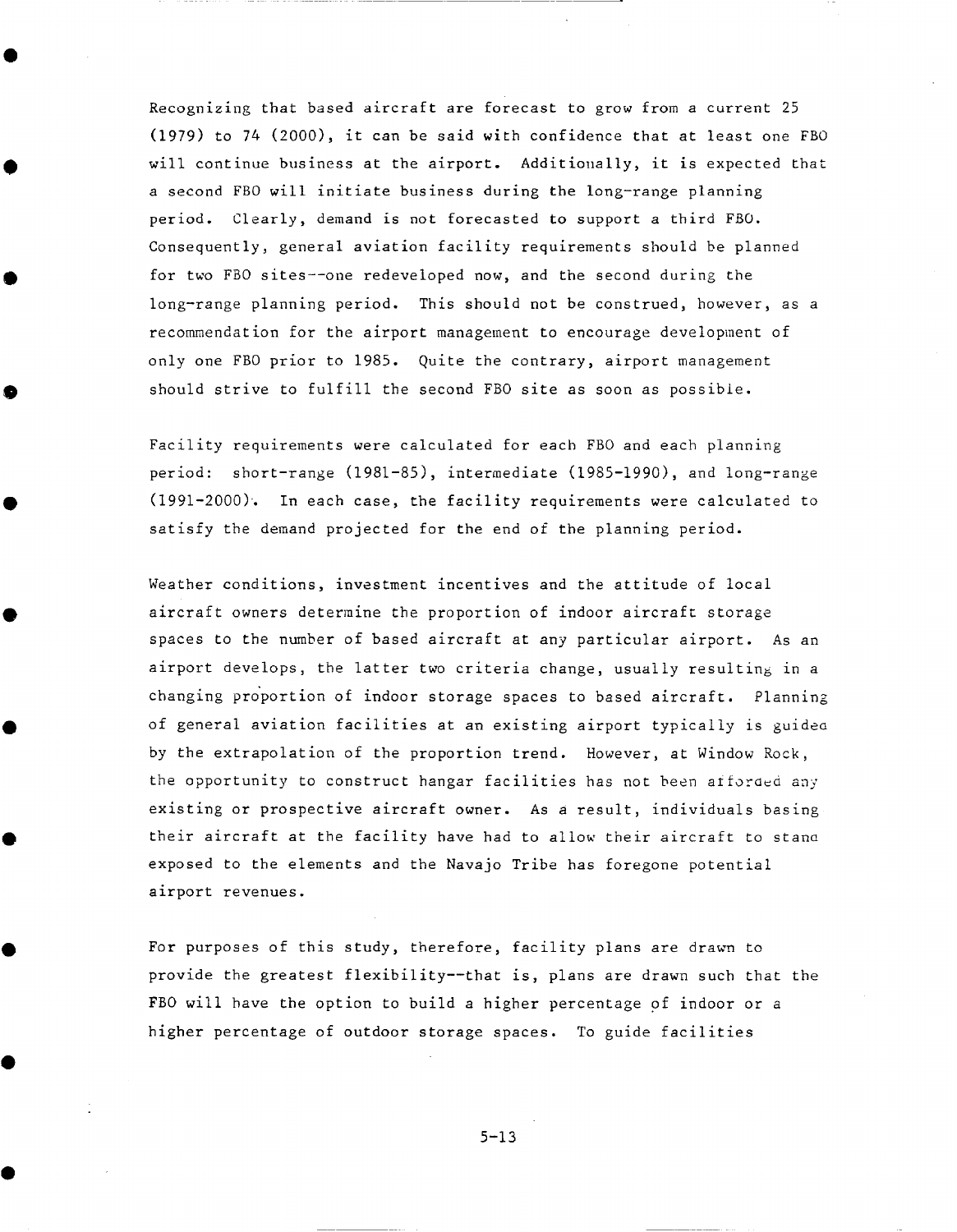Recognizing that based aircraft are forecast to grow from a current 25 (1979) to 74 (2000), it can be said with confidence that at least one FBO will continue business at the airport. Additionally, it is expected that a second FBO will initiate business during the long-range planning period. Clearly, demand is not forecasted to support a third FBO. Consequently, general aviation facility requirements should be planned for two FBO sites--one redeveloped now, and the second during the long-range planning period. This should not be construed, however, as a recommendation for the airport management to encourage development of only one FBO prior to 1985. Quite the contrary, airport management should strive to fulfill the second FBO site as soon as possible.

Facility requirements were calculated for each FBO and each planning period: short-range (1981-85), intermediate (1985-1990), and long-range (1991-2000). In each case, the facility requirements were calculated to satisfy the demand projected for the end of the planning period.

Weather conditions, investment incentives and the attitude of local aircraft owners determine the proportion of indoor aircraft storage spaces to the number of based aircraft at any particular airport. As an airport develops, the latter two criteria change, usually resulting in a changing proportion of indoor storage spaces to based aircraft. Planning of general aviation facilities at an existing airport typically is guided by the extrapolation of the proportion trend. However, at Window Rock, the opportunity to construct hangar facilities has not been afforded any existing or prospective aircraft owner. As a result, individuals basing their aircraft at the facility have had to allow their aircraft to stand exposed to the elements and the Navajo Tribe has foregone potential airport revenues.

For purposes of this study, therefore, facility plans are drawn to provide the greatest flexibility--that is, plans are drawn such that the FBO will have the option to build a higher percentage of indoor or a higher percentage of outdoor storage spaces. To guide facilities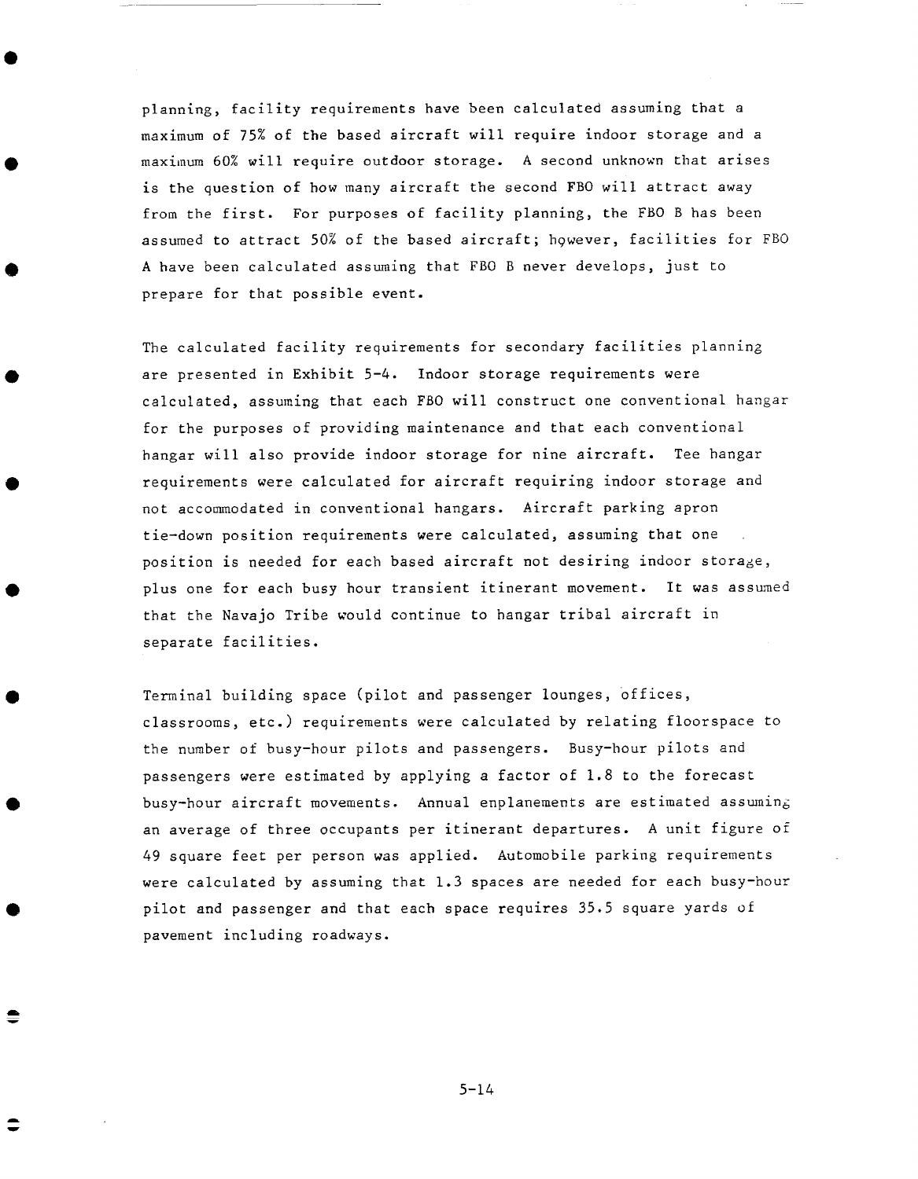planning, facility requirements have been calculated assuming that a maximum of 75% of the based aircraft will require indoor storage and a maximum 60% will require outdoor storage. A second unknown that arises is the question of how many aircraft the second FBO will attract away from the first. For purposes of facility planning, the FBO B has been assumed to attract 50% of the based aircraft; however, facilities for FBO A have been calculated assuming that FBO B never develops, just to prepare for that possible event.

The calculated facility requirements for secondary facilities planning are presented in Exhibit 5-4. Indoor storage requirements were calculated, assuming that each FBO will construct one conventional hangar for the purposes of providing maintenance and that each conventional hangar will also provide indoor storage for nine aircraft. Tee hangar requirements were calculated for aircraft requiring indoor storage and not accommodated in conventional hangars. Aircraft parking apron tie-down position requirements were calculated, assuming that one position is needed for each based aircraft not desiring indoor storage, plus one for each busy hour transient itinerant movement. It was assumed that the Navajo Tribe would continue to hangar tribal aircraft in separate facilities.

Terminal building space (pilot and passenger lounges, offices, classrooms, etc.) requirements were calculated by relating floorspace to the number of busy-hour pilots and passengers. Busy-hour pilots and passengers were estimated by applying a factor of 1.8 to the forecast busy-hour aircraft movements. Annual enplanements are estimated assuming an average of three occupants per itinerant departures. A unit figure of 49 square feet per person was applied. Automobile parking requirements were calculated by assuming that 1.3 spaces are needed for each busy-hour pilot and passenger and that each space requires 35.5 square yards of pavement including roadways.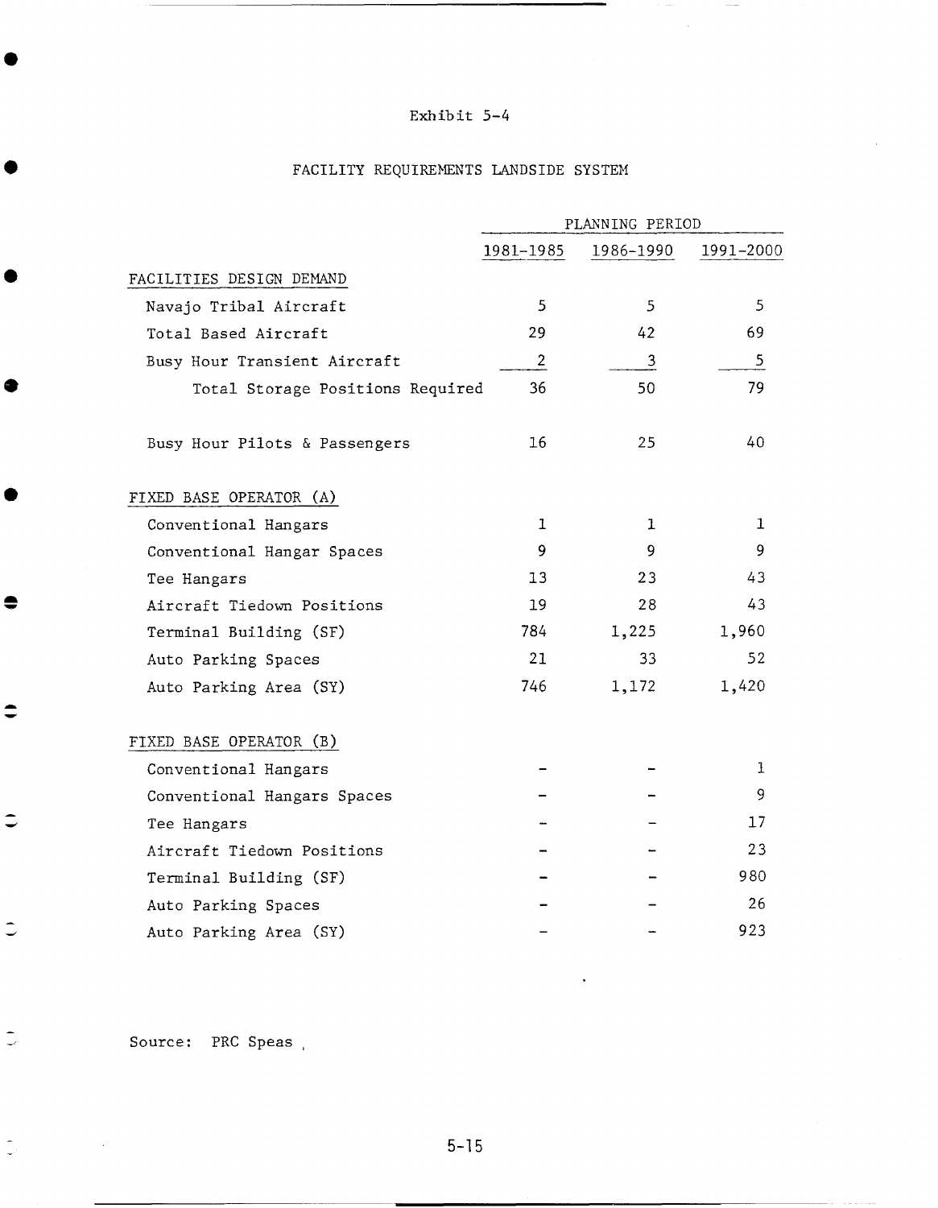Exhibit 5-4

FACILITY REQUIREMENTS LANDSIDE SYSTEM

| | PLANNING PERIOD | | |
|---|---|---|---|
| | 1981-1985 | 1986-1990 | 1991-2000 |
| FACILITIES DESIGN DEMAND | | | |
| Navajo Tribal Aircraft | 5 | 5 | 5 |
| Total Based Aircraft | 29 | 42 | 69 |
| Busy Hour Transient Aircraft | 2 | 3 | 5 |
| Total Storage Positions Required | 36 | 50 | 79 |
| Busy Hour Pilots & Passengers | 16 | 25 | 40 |
| FIXED BASE OPERATOR (A) | | | |
| Conventional Hangars | 1 | 1 | 1 |
| Conventional Hangar Spaces | 9 | 9 | 9 |
| Tee Hangars | 13 | 23 | 43 |
| Aircraft Tiedown Positions | 19 | 28 | 43 |
| Terminal Building (SF) | 784 | 1,225 | 1,960 |
| Auto Parking Spaces | 21 | 33 | 52 |
| Auto Parking Area (SY) | 746 | 1,172 | 1,420 |
| FIXED BASE OPERATOR (B) | | | |
| Conventional Hangars | - | - | 1 |
| Conventional Hangars Spaces | - | - | 9 |
| Tee Hangars | - | - | 17 |
| Aircraft Tiedown Positions | - | - | 23 |
| Terminal Building (SF) | - | - | 980 |
| Auto Parking Spaces | - | - | 26 |
| Auto Parking Area (SY) | - | - | 923 |

Source: PRC Speas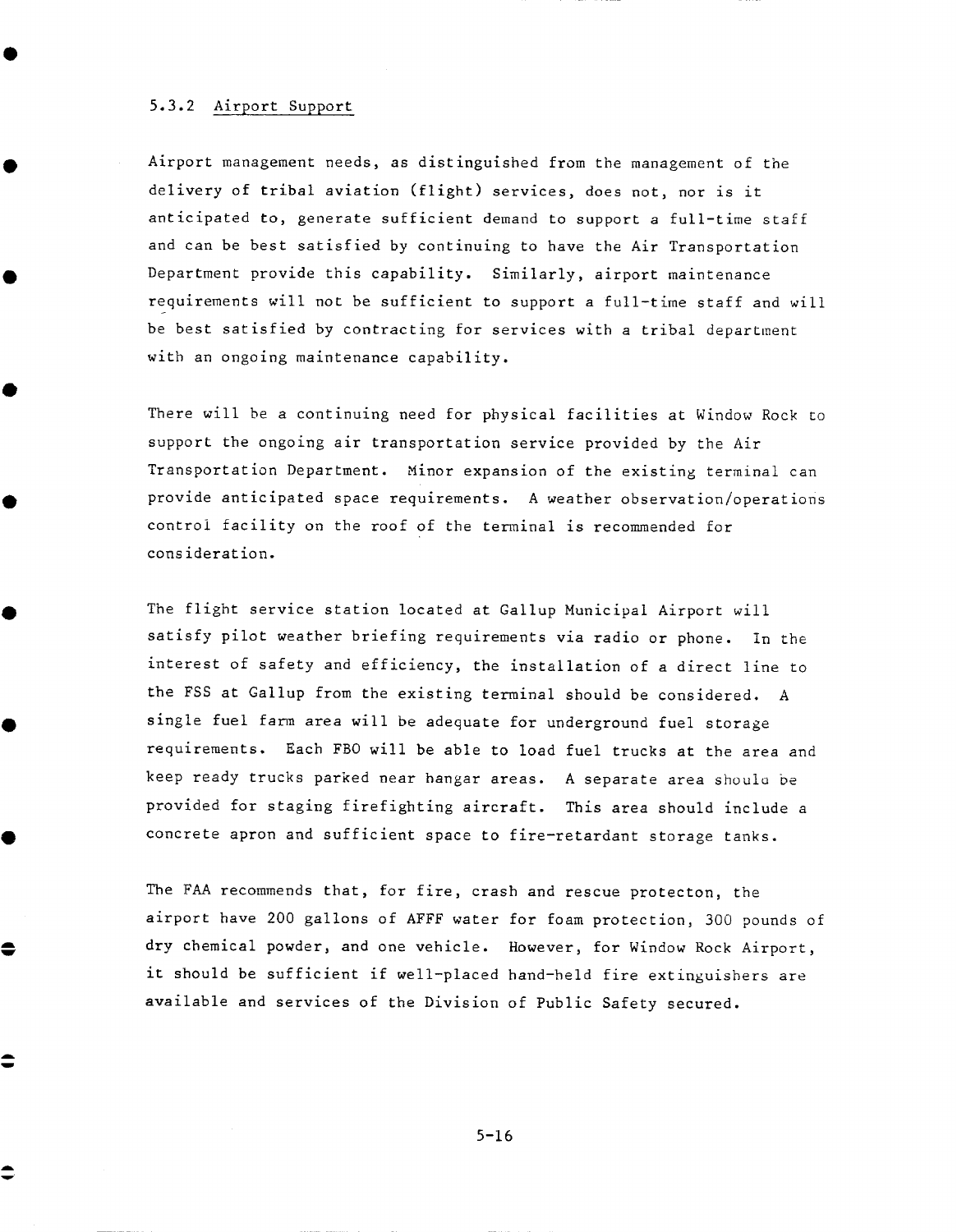### 5.3.2 Airport Support

Airport management needs, as distinguished from the management of the delivery of tribal aviation (flight) services, does not, nor is it anticipated to, generate sufficient demand to support a full-time staff and can be best satisfied by continuing to have the Air Transportation Department provide this capability. Similarly, airport maintenance requirements will not be sufficient to support a full-time staff and will be best satisfied by contracting for services with a tribal department with an ongoing maintenance capability.

There will be a continuing need for physical facilities at Window Rock to support the ongoing air transportation service provided by the Air Transportation Department. Minor expansion of the existing terminal can provide anticipated space requirements. A weather observation/operations control facility on the roof of the terminal is recommended for consideration.

The flight service station located at Gallup Municipal Airport will satisfy pilot weather briefing requirements via radio or phone. In the interest of safety and efficiency, the installation of a direct line to the FSS at Gallup from the existing terminal should be considered. A single fuel farm area will be adequate for underground fuel storage requirements. Each FBO will be able to load fuel trucks at the area and keep ready trucks parked near hangar areas. A separate area should be provided for staging firefighting aircraft. This area should include a concrete apron and sufficient space to fire-retardant storage tanks.

The FAA recommends that, for fire, crash and rescue protecton, the airport have 200 gallons of AFFF water for foam protection, 300 pounds of dry chemical powder, and one vehicle. However, for Window Rock Airport, it should be sufficient if well-placed hand-held fire extinguishers are available and services of the Division of Public Safety secured.